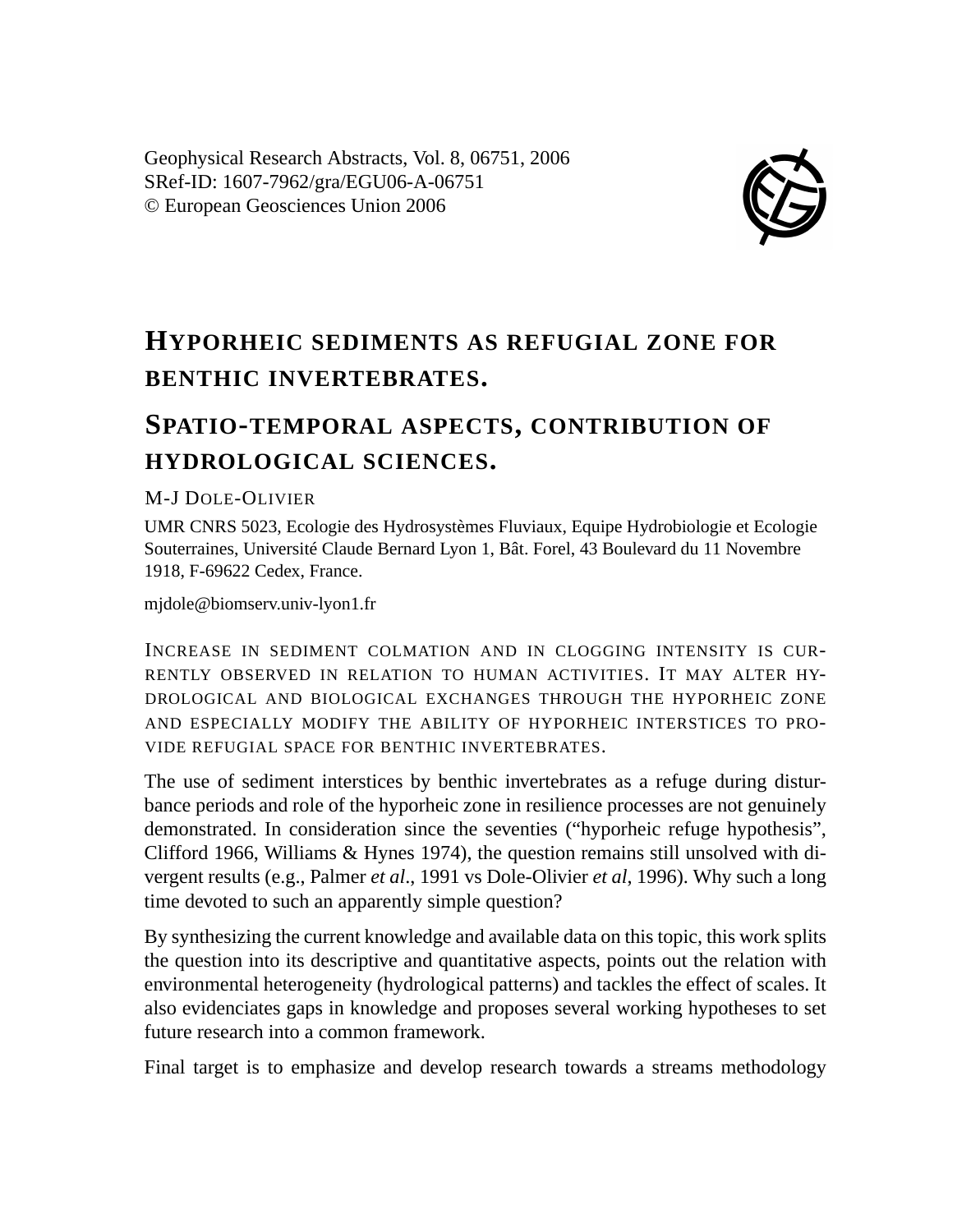Geophysical Research Abstracts, Vol. 8, 06751, 2006
SRef-ID: 1607-7962/gra/EGU06-A-06751
© European Geosciences Union 2006

# Hyporheic sediments as refugial zone for benthic invertebrates.

# Spatio-temporal aspects, contribution of hydrological sciences.

M-J Dole-Olivier

UMR CNRS 5023, Ecologie des Hydrosystèmes Fluviaux, Equipe Hydrobiologie et Ecologie Souterraines, Université Claude Bernard Lyon 1, Bât. Forel, 43 Boulevard du 11 Novembre 1918, F-69622 Cedex, France.

mjdole@biomserv.univ-lyon1.fr

Increase in sediment colmation and in clogging intensity is currently observed in relation to human activities. It may alter hydrological and biological exchanges through the hyporheic zone and especially modify the ability of hyporheic interstices to provide refugial space for benthic invertebrates.

The use of sediment interstices by benthic invertebrates as a refuge during disturbance periods and role of the hyporheic zone in resilience processes are not genuinely demonstrated. In consideration since the seventies ("hyporheic refuge hypothesis", Clifford 1966, Williams & Hynes 1974), the question remains still unsolved with divergent results (e.g., Palmer *et al*., 1991 vs Dole-Olivier *et al*, 1996). Why such a long time devoted to such an apparently simple question?

By synthesizing the current knowledge and available data on this topic, this work splits the question into its descriptive and quantitative aspects, points out the relation with environmental heterogeneity (hydrological patterns) and tackles the effect of scales. It also evidenciates gaps in knowledge and proposes several working hypotheses to set future research into a common framework.

Final target is to emphasize and develop research towards a streams methodology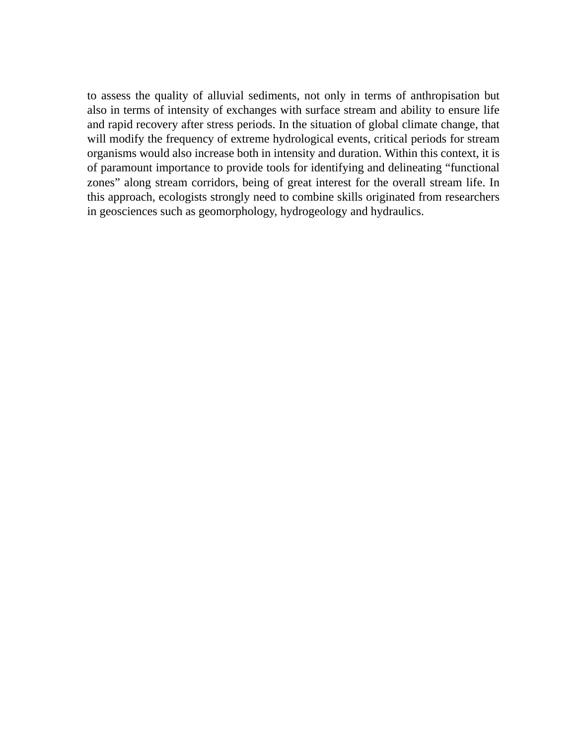to assess the quality of alluvial sediments, not only in terms of anthropisation but also in terms of intensity of exchanges with surface stream and ability to ensure life and rapid recovery after stress periods. In the situation of global climate change, that will modify the frequency of extreme hydrological events, critical periods for stream organisms would also increase both in intensity and duration. Within this context, it is of paramount importance to provide tools for identifying and delineating "functional zones" along stream corridors, being of great interest for the overall stream life. In this approach, ecologists strongly need to combine skills originated from researchers in geosciences such as geomorphology, hydrogeology and hydraulics.